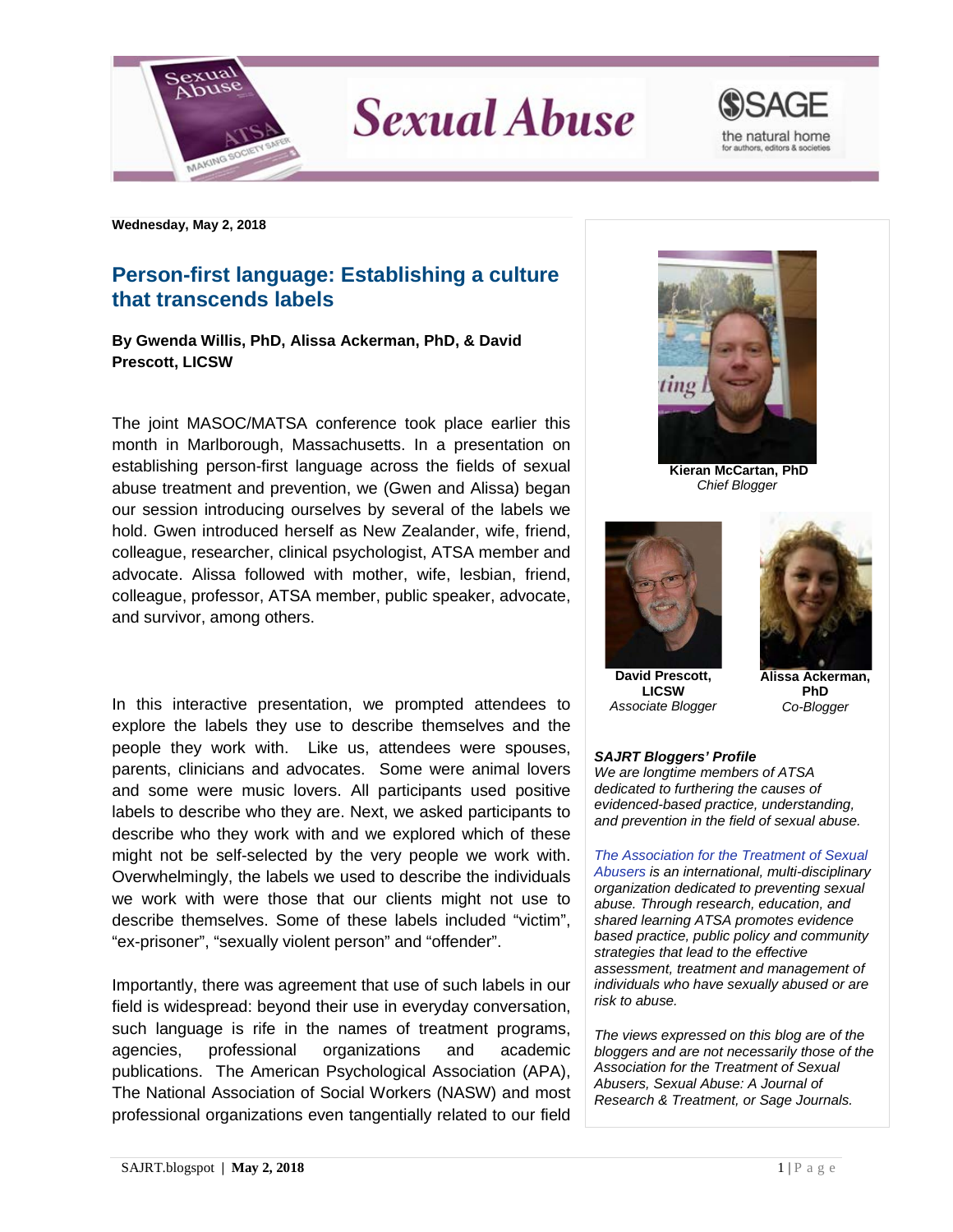# Sexual Abuse

**Wednesday, May 2, 2018**

## Person-first language: Establishing a culture that transcends labels

**By Gwenda Willis, PhD, Alissa Ackerman, PhD, & David Prescott, LICSW**

The joint MASOC/MATSA conference took place earlier this month in Marlborough, Massachusetts. In a presentation on establishing person-first language across the fields of sexual abuse treatment and prevention, we (Gwen and Alissa) began our session introducing ourselves by several of the labels we hold. Gwen introduced herself as New Zealander, wife, friend, colleague, researcher, clinical psychologist, ATSA member and advocate. Alissa followed with mother, wife, lesbian, friend, colleague, professor, ATSA member, public speaker, advocate, and survivor, among others.

In this interactive presentation, we prompted attendees to explore the labels they use to describe themselves and the people they work with. Like us, attendees were spouses, parents, clinicians and advocates. Some were animal lovers and some were music lovers. All participants used positive labels to describe who they are. Next, we asked participants to describe who they work with and we explored which of these might not be self-selected by the very people we work with. Overwhelmingly, the labels we used to describe the individuals we work with were those that our clients might not use to describe themselves. Some of these labels included "victim", "ex-prisoner", "sexually violent person" and "offender".

Importantly, there was agreement that use of such labels in our field is widespread: beyond their use in everyday conversation, such language is rife in the names of treatment programs, agencies, professional organizations and academic publications. The American Psychological Association (APA), The National Association of Social Workers (NASW) and most professional organizations even tangentially related to our field

**Kieran McCartan, PhD**
*Chief Blogger*

**David Prescott, LICSW**
*Associate Blogger*

**Alissa Ackerman, PhD**
*Co-Blogger*

***SAJRT Bloggers' Profile***
*We are longtime members of ATSA dedicated to furthering the causes of evidenced-based practice, understanding, and prevention in the field of sexual abuse.*

*The Association for the Treatment of Sexual Abusers is an international, multi-disciplinary organization dedicated to preventing sexual abuse. Through research, education, and shared learning ATSA promotes evidence based practice, public policy and community strategies that lead to the effective assessment, treatment and management of individuals who have sexually abused or are risk to abuse.*

*The views expressed on this blog are of the bloggers and are not necessarily those of the Association for the Treatment of Sexual Abusers, Sexual Abuse: A Journal of Research & Treatment, or Sage Journals.*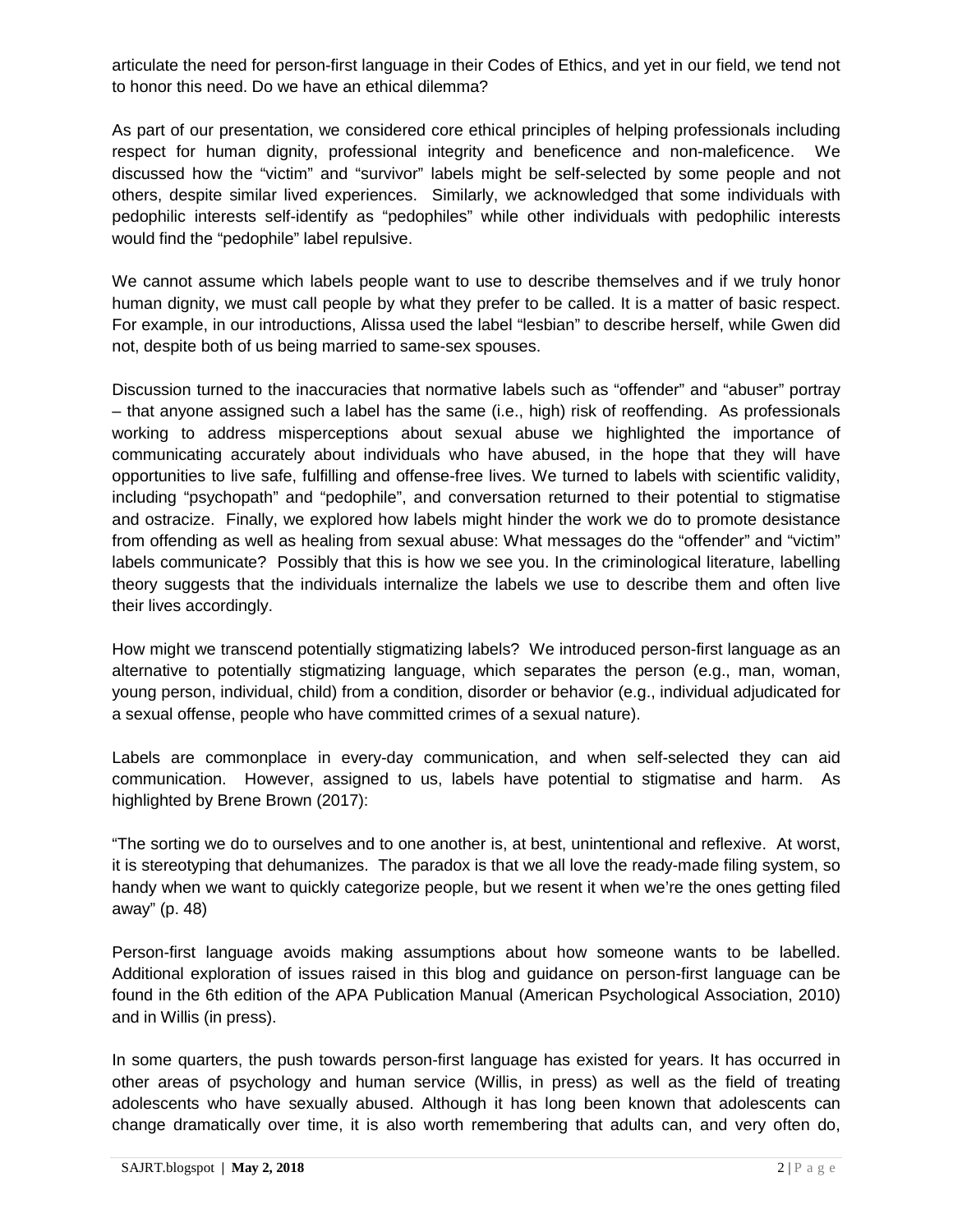articulate the need for person-first language in their Codes of Ethics, and yet in our field, we tend not to honor this need. Do we have an ethical dilemma?

As part of our presentation, we considered core ethical principles of helping professionals including respect for human dignity, professional integrity and beneficence and non-maleficence. We discussed how the "victim" and "survivor" labels might be self-selected by some people and not others, despite similar lived experiences. Similarly, we acknowledged that some individuals with pedophilic interests self-identify as "pedophiles" while other individuals with pedophilic interests would find the "pedophile" label repulsive.

We cannot assume which labels people want to use to describe themselves and if we truly honor human dignity, we must call people by what they prefer to be called. It is a matter of basic respect. For example, in our introductions, Alissa used the label "lesbian" to describe herself, while Gwen did not, despite both of us being married to same-sex spouses.

Discussion turned to the inaccuracies that normative labels such as "offender" and "abuser" portray – that anyone assigned such a label has the same (i.e., high) risk of reoffending. As professionals working to address misperceptions about sexual abuse we highlighted the importance of communicating accurately about individuals who have abused, in the hope that they will have opportunities to live safe, fulfilling and offense-free lives. We turned to labels with scientific validity, including "psychopath" and "pedophile", and conversation returned to their potential to stigmatise and ostracize. Finally, we explored how labels might hinder the work we do to promote desistance from offending as well as healing from sexual abuse: What messages do the "offender" and "victim" labels communicate? Possibly that this is how we see you. In the criminological literature, labelling theory suggests that the individuals internalize the labels we use to describe them and often live their lives accordingly.

How might we transcend potentially stigmatizing labels? We introduced person-first language as an alternative to potentially stigmatizing language, which separates the person (e.g., man, woman, young person, individual, child) from a condition, disorder or behavior (e.g., individual adjudicated for a sexual offense, people who have committed crimes of a sexual nature).

Labels are commonplace in every-day communication, and when self-selected they can aid communication. However, assigned to us, labels have potential to stigmatise and harm. As highlighted by Brene Brown (2017):

"The sorting we do to ourselves and to one another is, at best, unintentional and reflexive. At worst, it is stereotyping that dehumanizes. The paradox is that we all love the ready-made filing system, so handy when we want to quickly categorize people, but we resent it when we're the ones getting filed away" (p. 48)

Person-first language avoids making assumptions about how someone wants to be labelled. Additional exploration of issues raised in this blog and guidance on person-first language can be found in the 6th edition of the APA Publication Manual (American Psychological Association, 2010) and in Willis (in press).

In some quarters, the push towards person-first language has existed for years. It has occurred in other areas of psychology and human service (Willis, in press) as well as the field of treating adolescents who have sexually abused. Although it has long been known that adolescents can change dramatically over time, it is also worth remembering that adults can, and very often do,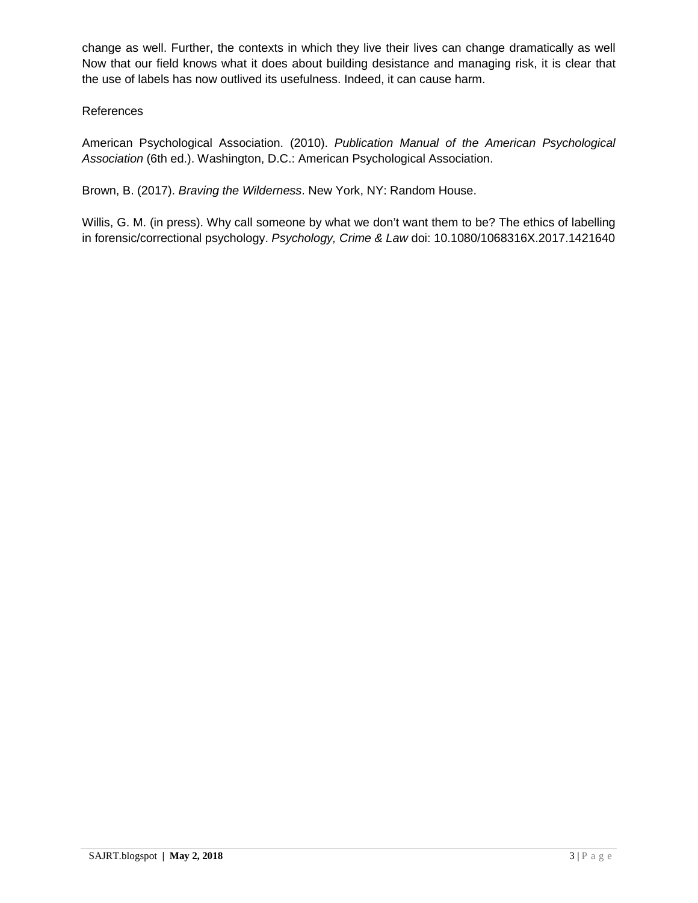change as well. Further, the contexts in which they live their lives can change dramatically as well Now that our field knows what it does about building desistance and managing risk, it is clear that the use of labels has now outlived its usefulness. Indeed, it can cause harm.

References

American Psychological Association. (2010). *Publication Manual of the American Psychological Association* (6th ed.). Washington, D.C.: American Psychological Association.

Brown, B. (2017). *Braving the Wilderness*. New York, NY: Random House.

Willis, G. M. (in press). Why call someone by what we don't want them to be? The ethics of labelling in forensic/correctional psychology. *Psychology, Crime & Law* doi: 10.1080/1068316X.2017.1421640